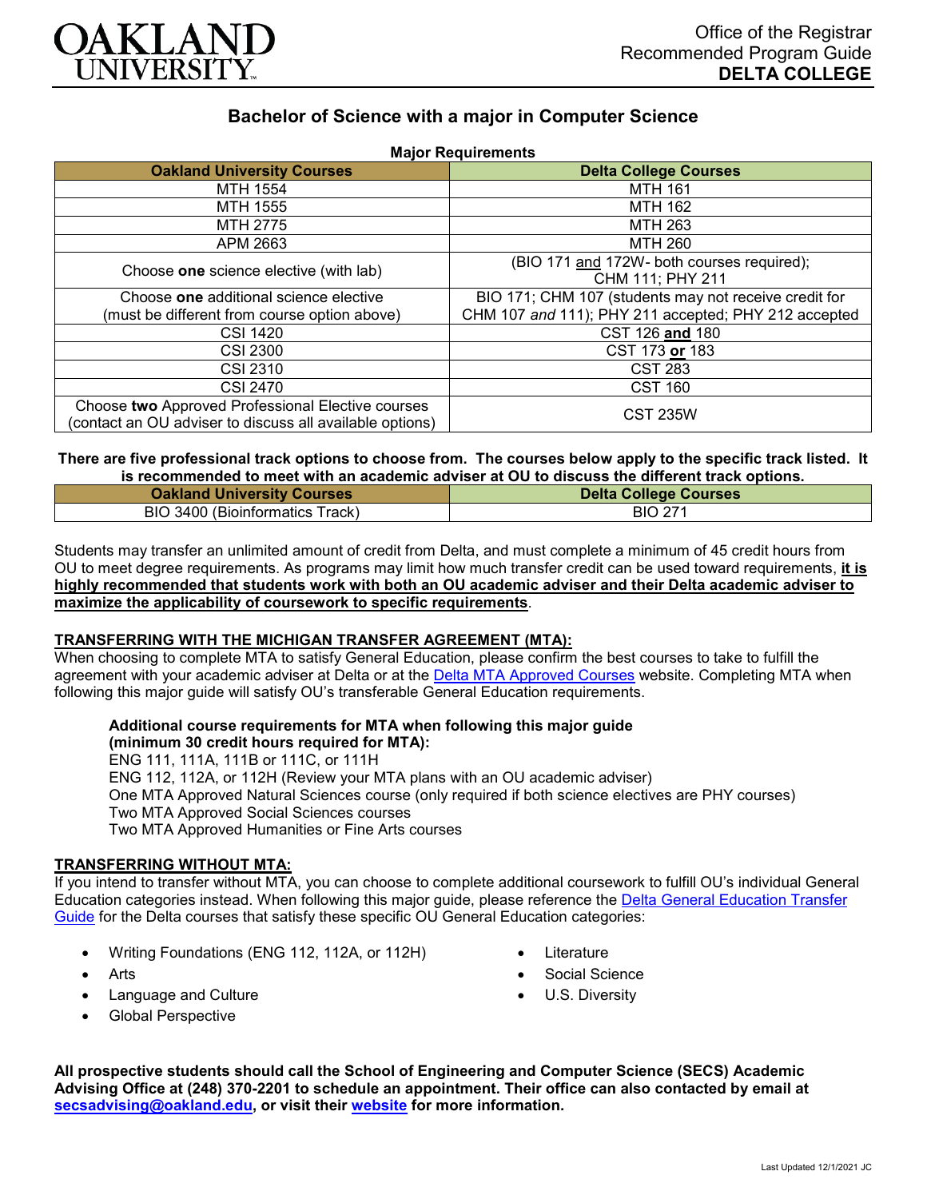OAKLAND UNIVERSITY

Office of the Registrar
Recommended Program Guide
**DELTA COLLEGE**

## Bachelor of Science with a major in Computer Science

**Major Requirements**

| Oakland University Courses | Delta College Courses |
|---|---|
| MTH 1554 | MTH 161 |
| MTH 1555 | MTH 162 |
| MTH 2775 | MTH 263 |
| APM 2663 | MTH 260 |
| Choose **one** science elective (with lab) | (BIO 171 and 172W- both courses required); CHM 111; PHY 211 |
| Choose **one** additional science elective (must be different from course option above) | BIO 171; CHM 107 (students may not receive credit for CHM 107 *and* 111); PHY 211 accepted; PHY 212 accepted |
| CSI 1420 | CST 126 **and** 180 |
| CSI 2300 | CST 173 **or** 183 |
| CSI 2310 | CST 283 |
| CSI 2470 | CST 160 |
| Choose **two** Approved Professional Elective courses (contact an OU adviser to discuss all available options) | CST 235W |

**There are five professional track options to choose from. The courses below apply to the specific track listed. It is recommended to meet with an academic adviser at OU to discuss the different track options.**

| Oakland University Courses | Delta College Courses |
|---|---|
| BIO 3400 (Bioinformatics Track) | BIO 271 |

Students may transfer an unlimited amount of credit from Delta, and must complete a minimum of 45 credit hours from OU to meet degree requirements. As programs may limit how much transfer credit can be used toward requirements, **it is highly recommended that students work with both an OU academic adviser and their Delta academic adviser to maximize the applicability of coursework to specific requirements**.

### TRANSFERRING WITH THE MICHIGAN TRANSFER AGREEMENT (MTA):

When choosing to complete MTA to satisfy General Education, please confirm the best courses to take to fulfill the agreement with your academic adviser at Delta or at the Delta MTA Approved Courses website. Completing MTA when following this major guide will satisfy OU's transferable General Education requirements.

**Additional course requirements for MTA when following this major guide (minimum 30 credit hours required for MTA):**
ENG 111, 111A, 111B or 111C, or 111H
ENG 112, 112A, or 112H (Review your MTA plans with an OU academic adviser)
One MTA Approved Natural Sciences course (only required if both science electives are PHY courses)
Two MTA Approved Social Sciences courses
Two MTA Approved Humanities or Fine Arts courses

### TRANSFERRING WITHOUT MTA:

If you intend to transfer without MTA, you can choose to complete additional coursework to fulfill OU's individual General Education categories instead. When following this major guide, please reference the Delta General Education Transfer Guide for the Delta courses that satisfy these specific OU General Education categories:

- Writing Foundations (ENG 112, 112A, or 112H)
- Arts
- Language and Culture
- Global Perspective
- Literature
- Social Science
- U.S. Diversity

**All prospective students should call the School of Engineering and Computer Science (SECS) Academic Advising Office at (248) 370-2201 to schedule an appointment. Their office can also contacted by email at secsadvising@oakland.edu, or visit their website for more information.**

Last Updated 12/1/2021 JC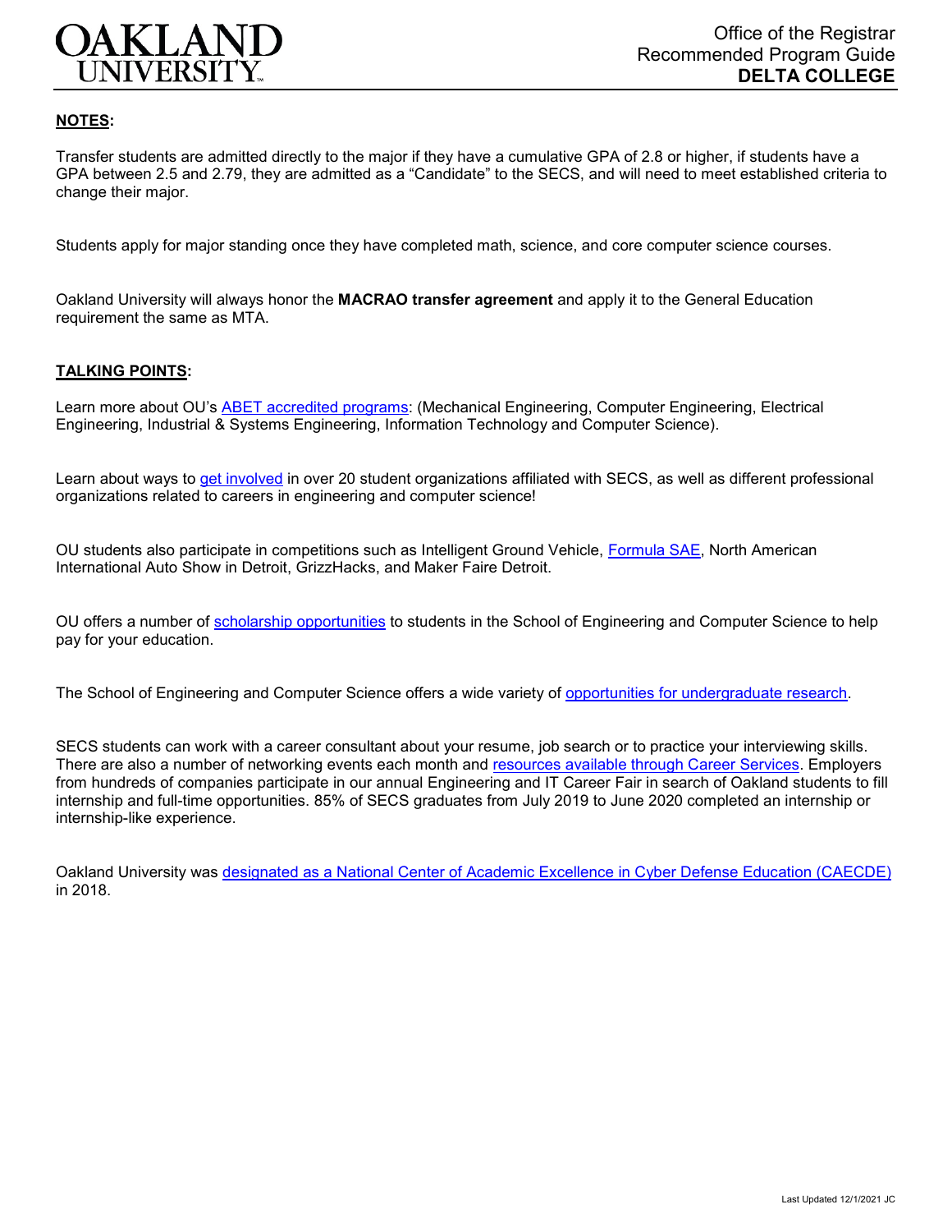**NOTES:**

Transfer students are admitted directly to the major if they have a cumulative GPA of 2.8 or higher, if students have a GPA between 2.5 and 2.79, they are admitted as a "Candidate" to the SECS, and will need to meet established criteria to change their major.

Students apply for major standing once they have completed math, science, and core computer science courses.

Oakland University will always honor the **MACRAO transfer agreement** and apply it to the General Education requirement the same as MTA.

**TALKING POINTS:**

Learn more about OU's ABET accredited programs: (Mechanical Engineering, Computer Engineering, Electrical Engineering, Industrial & Systems Engineering, Information Technology and Computer Science).

Learn about ways to get involved in over 20 student organizations affiliated with SECS, as well as different professional organizations related to careers in engineering and computer science!

OU students also participate in competitions such as Intelligent Ground Vehicle, Formula SAE, North American International Auto Show in Detroit, GrizzHacks, and Maker Faire Detroit.

OU offers a number of scholarship opportunities to students in the School of Engineering and Computer Science to help pay for your education.

The School of Engineering and Computer Science offers a wide variety of opportunities for undergraduate research.

SECS students can work with a career consultant about your resume, job search or to practice your interviewing skills. There are also a number of networking events each month and resources available through Career Services. Employers from hundreds of companies participate in our annual Engineering and IT Career Fair in search of Oakland students to fill internship and full-time opportunities. 85% of SECS graduates from July 2019 to June 2020 completed an internship or internship-like experience.

Oakland University was designated as a National Center of Academic Excellence in Cyber Defense Education (CAECDE) in 2018.